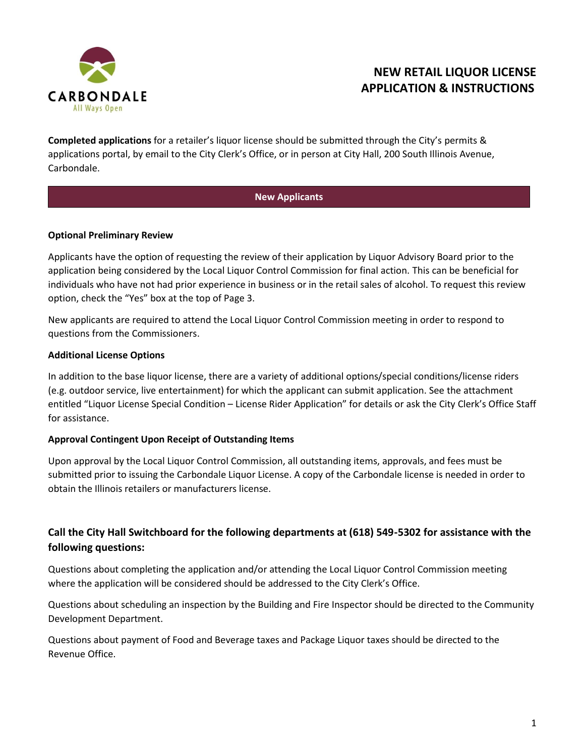CARBONDALE
All Ways Open

# NEW RETAIL LIQUOR LICENSE APPLICATION & INSTRUCTIONS

**Completed applications** for a retailer's liquor license should be submitted through the City's permits & applications portal, by email to the City Clerk's Office, or in person at City Hall, 200 South Illinois Avenue, Carbondale.

## New Applicants

**Optional Preliminary Review**

Applicants have the option of requesting the review of their application by Liquor Advisory Board prior to the application being considered by the Local Liquor Control Commission for final action. This can be beneficial for individuals who have not had prior experience in business or in the retail sales of alcohol. To request this review option, check the "Yes" box at the top of Page 3.

New applicants are required to attend the Local Liquor Control Commission meeting in order to respond to questions from the Commissioners.

**Additional License Options**

In addition to the base liquor license, there are a variety of additional options/special conditions/license riders (e.g. outdoor service, live entertainment) for which the applicant can submit application. See the attachment entitled "Liquor License Special Condition – License Rider Application" for details or ask the City Clerk's Office Staff for assistance.

**Approval Contingent Upon Receipt of Outstanding Items**

Upon approval by the Local Liquor Control Commission, all outstanding items, approvals, and fees must be submitted prior to issuing the Carbondale Liquor License. A copy of the Carbondale license is needed in order to obtain the Illinois retailers or manufacturers license.

### Call the City Hall Switchboard for the following departments at (618) 549-5302 for assistance with the following questions:

Questions about completing the application and/or attending the Local Liquor Control Commission meeting where the application will be considered should be addressed to the City Clerk's Office.

Questions about scheduling an inspection by the Building and Fire Inspector should be directed to the Community Development Department.

Questions about payment of Food and Beverage taxes and Package Liquor taxes should be directed to the Revenue Office.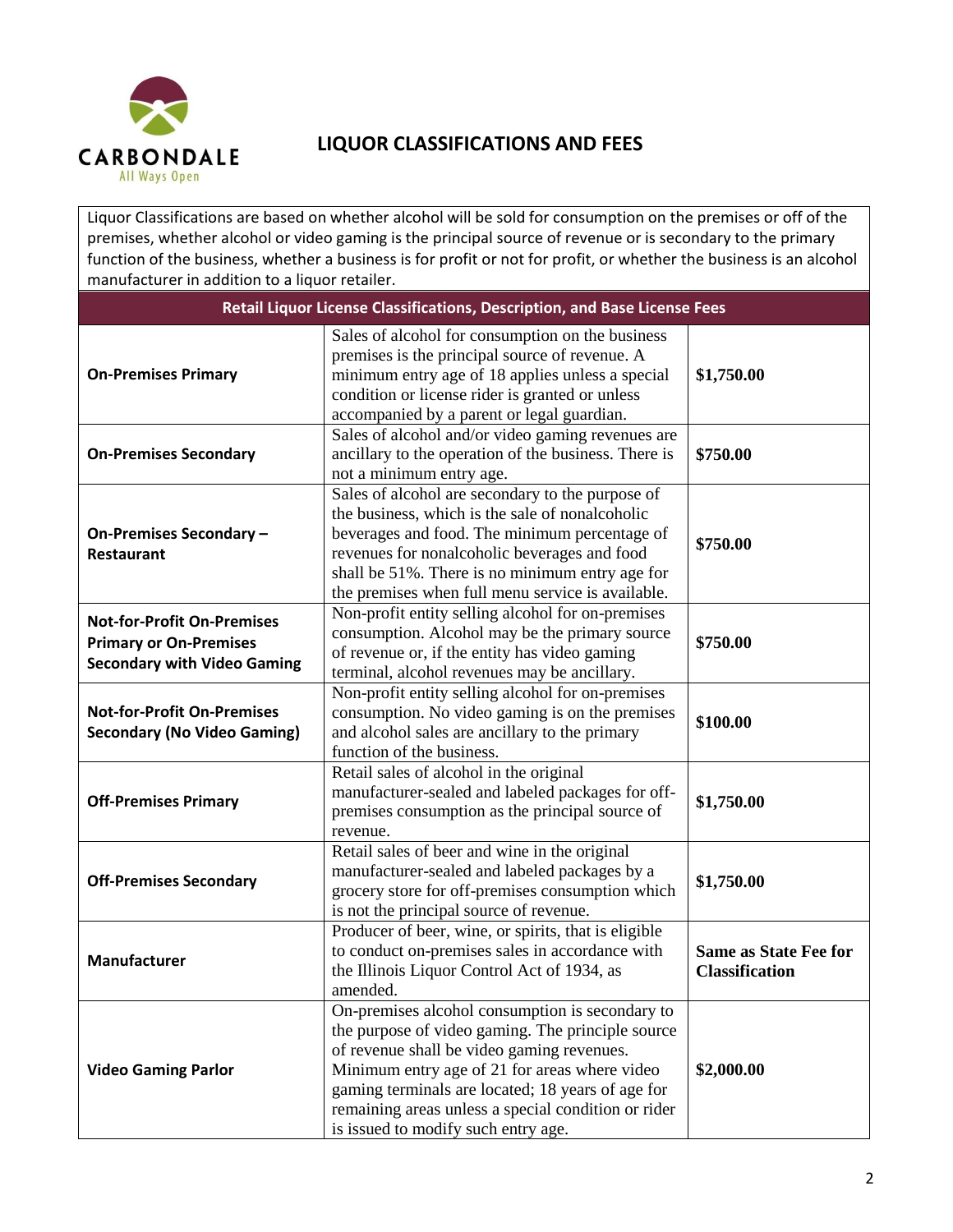CARBONDALE
All Ways Open

# LIQUOR CLASSIFICATIONS AND FEES

Liquor Classifications are based on whether alcohol will be sold for consumption on the premises or off of the premises, whether alcohol or video gaming is the principal source of revenue or is secondary to the primary function of the business, whether a business is for profit or not for profit, or whether the business is an alcohol manufacturer in addition to a liquor retailer.

| Retail Liquor License Classifications, Description, and Base License Fees | | |
|---|---|---|
| **On-Premises Primary** | Sales of alcohol for consumption on the business premises is the principal source of revenue. A minimum entry age of 18 applies unless a special condition or license rider is granted or unless accompanied by a parent or legal guardian. | **$1,750.00** |
| **On-Premises Secondary** | Sales of alcohol and/or video gaming revenues are ancillary to the operation of the business. There is not a minimum entry age. | **$750.00** |
| **On-Premises Secondary – Restaurant** | Sales of alcohol are secondary to the purpose of the business, which is the sale of nonalcoholic beverages and food. The minimum percentage of revenues for nonalcoholic beverages and food shall be 51%. There is no minimum entry age for the premises when full menu service is available. | **$750.00** |
| **Not-for-Profit On-Premises Primary or On-Premises Secondary with Video Gaming** | Non-profit entity selling alcohol for on-premises consumption. Alcohol may be the primary source of revenue or, if the entity has video gaming terminal, alcohol revenues may be ancillary. | **$750.00** |
| **Not-for-Profit On-Premises Secondary (No Video Gaming)** | Non-profit entity selling alcohol for on-premises consumption. No video gaming is on the premises and alcohol sales are ancillary to the primary function of the business. | **$100.00** |
| **Off-Premises Primary** | Retail sales of alcohol in the original manufacturer-sealed and labeled packages for off-premises consumption as the principal source of revenue. | **$1,750.00** |
| **Off-Premises Secondary** | Retail sales of beer and wine in the original manufacturer-sealed and labeled packages by a grocery store for off-premises consumption which is not the principal source of revenue. | **$1,750.00** |
| **Manufacturer** | Producer of beer, wine, or spirits, that is eligible to conduct on-premises sales in accordance with the Illinois Liquor Control Act of 1934, as amended. | **Same as State Fee for Classification** |
| **Video Gaming Parlor** | On-premises alcohol consumption is secondary to the purpose of video gaming. The principle source of revenue shall be video gaming revenues. Minimum entry age of 21 for areas where video gaming terminals are located; 18 years of age for remaining areas unless a special condition or rider is issued to modify such entry age. | **$2,000.00** |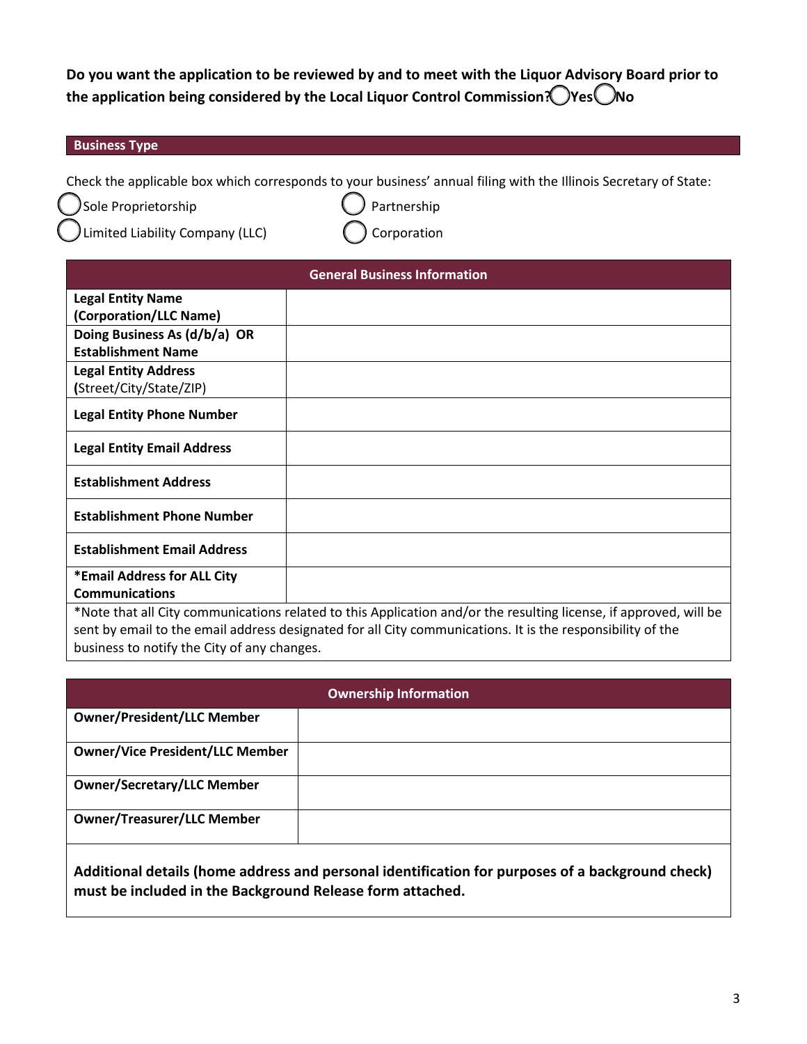**Do you want the application to be reviewed by and to meet with the Liquor Advisory Board prior to the application being considered by the Local Liquor Control Commission?** ◯ **Yes** ◯ **No**

## Business Type

Check the applicable box which corresponds to your business' annual filing with the Illinois Secretary of State:

◯ Sole Proprietorship ◯ Partnership

◯ Limited Liability Company (LLC) ◯ Corporation

| General Business Information | |
|---|---|
| **Legal Entity Name (Corporation/LLC Name)** | |
| **Doing Business As (d/b/a) OR Establishment Name** | |
| **Legal Entity Address** (Street/City/State/ZIP) | |
| **Legal Entity Phone Number** | |
| **Legal Entity Email Address** | |
| **Establishment Address** | |
| **Establishment Phone Number** | |
| **Establishment Email Address** | |
| ***Email Address for ALL City Communications** | |
| *Note that all City communications related to this Application and/or the resulting license, if approved, will be sent by email to the email address designated for all City communications. It is the responsibility of the business to notify the City of any changes. | |

| Ownership Information | |
|---|---|
| **Owner/President/LLC Member** | |
| **Owner/Vice President/LLC Member** | |
| **Owner/Secretary/LLC Member** | |
| **Owner/Treasurer/LLC Member** | |
| **Additional details (home address and personal identification for purposes of a background check) must be included in the Background Release form attached.** | |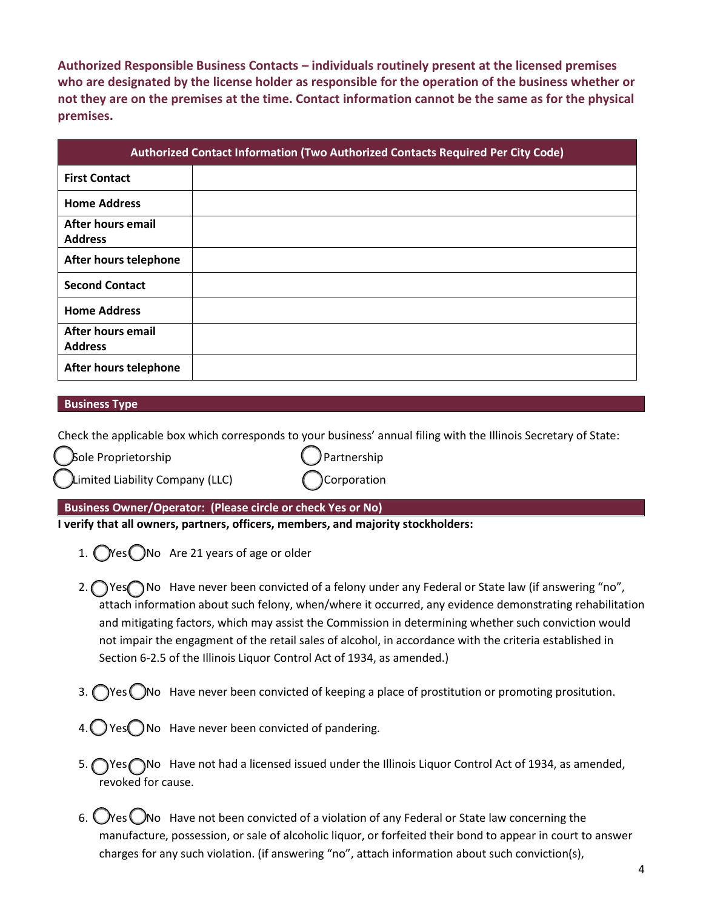**Authorized Responsible Business Contacts – individuals routinely present at the licensed premises who are designated by the license holder as responsible for the operation of the business whether or not they are on the premises at the time. Contact information cannot be the same as for the physical premises.**

| Authorized Contact Information (Two Authorized Contacts Required Per City Code) | |
|---|---|
| **First Contact** | |
| **Home Address** | |
| **After hours email Address** | |
| **After hours telephone** | |
| **Second Contact** | |
| **Home Address** | |
| **After hours email Address** | |
| **After hours telephone** | |

## Business Type

Check the applicable box which corresponds to your business' annual filing with the Illinois Secretary of State:

◯ Sole Proprietorship ◯ Partnership

◯ Limited Liability Company (LLC) ◯ Corporation

## Business Owner/Operator: (Please circle or check Yes or No)

**I verify that all owners, partners, officers, members, and majority stockholders:**

1. ◯ Yes ◯ No Are 21 years of age or older

2. ◯ Yes ◯ No Have never been convicted of a felony under any Federal or State law (if answering "no", attach information about such felony, when/where it occurred, any evidence demonstrating rehabilitation and mitigating factors, which may assist the Commission in determining whether such conviction would not impair the engagment of the retail sales of alcohol, in accordance with the criteria established in Section 6-2.5 of the Illinois Liquor Control Act of 1934, as amended.)

3. ◯ Yes ◯ No Have never been convicted of keeping a place of prostitution or promoting prositution.

4. ◯ Yes ◯ No Have never been convicted of pandering.

5. ◯ Yes ◯ No Have not had a licensed issued under the Illinois Liquor Control Act of 1934, as amended, revoked for cause.

6. ◯ Yes ◯ No Have not been convicted of a violation of any Federal or State law concerning the manufacture, possession, or sale of alcoholic liquor, or forfeited their bond to appear in court to answer charges for any such violation. (if answering "no", attach information about such conviction(s),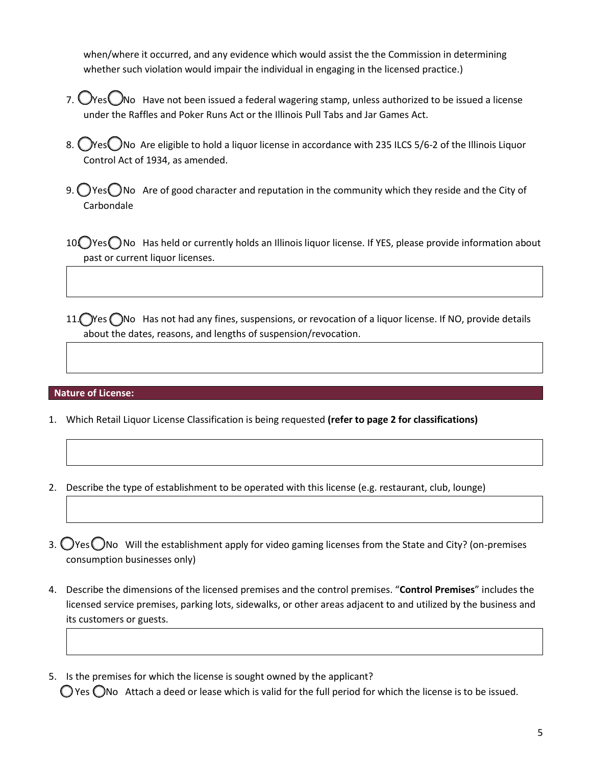when/where it occurred, and any evidence which would assist the the Commission in determining whether such violation would impair the individual in engaging in the licensed practice.)

7. ◯ Yes ◯ No Have not been issued a federal wagering stamp, unless authorized to be issued a license under the Raffles and Poker Runs Act or the Illinois Pull Tabs and Jar Games Act.

8. ◯ Yes ◯ No Are eligible to hold a liquor license in accordance with 235 ILCS 5/6-2 of the Illinois Liquor Control Act of 1934, as amended.

9. ◯ Yes ◯ No Are of good character and reputation in the community which they reside and the City of Carbondale

10. ◯ Yes ◯ No Has held or currently holds an Illinois liquor license. If YES, please provide information about past or current liquor licenses.

11. ◯ Yes ◯ No Has not had any fines, suspensions, or revocation of a liquor license. If NO, provide details about the dates, reasons, and lengths of suspension/revocation.

## Nature of License:

1. Which Retail Liquor License Classification is being requested **(refer to page 2 for classifications)**

2. Describe the type of establishment to be operated with this license (e.g. restaurant, club, lounge)

3. ◯ Yes ◯ No Will the establishment apply for video gaming licenses from the State and City? (on-premises consumption businesses only)

4. Describe the dimensions of the licensed premises and the control premises. "**Control Premises**" includes the licensed service premises, parking lots, sidewalks, or other areas adjacent to and utilized by the business and its customers or guests.

5. Is the premises for which the license is sought owned by the applicant?

   ◯ Yes ◯ No Attach a deed or lease which is valid for the full period for which the license is to be issued.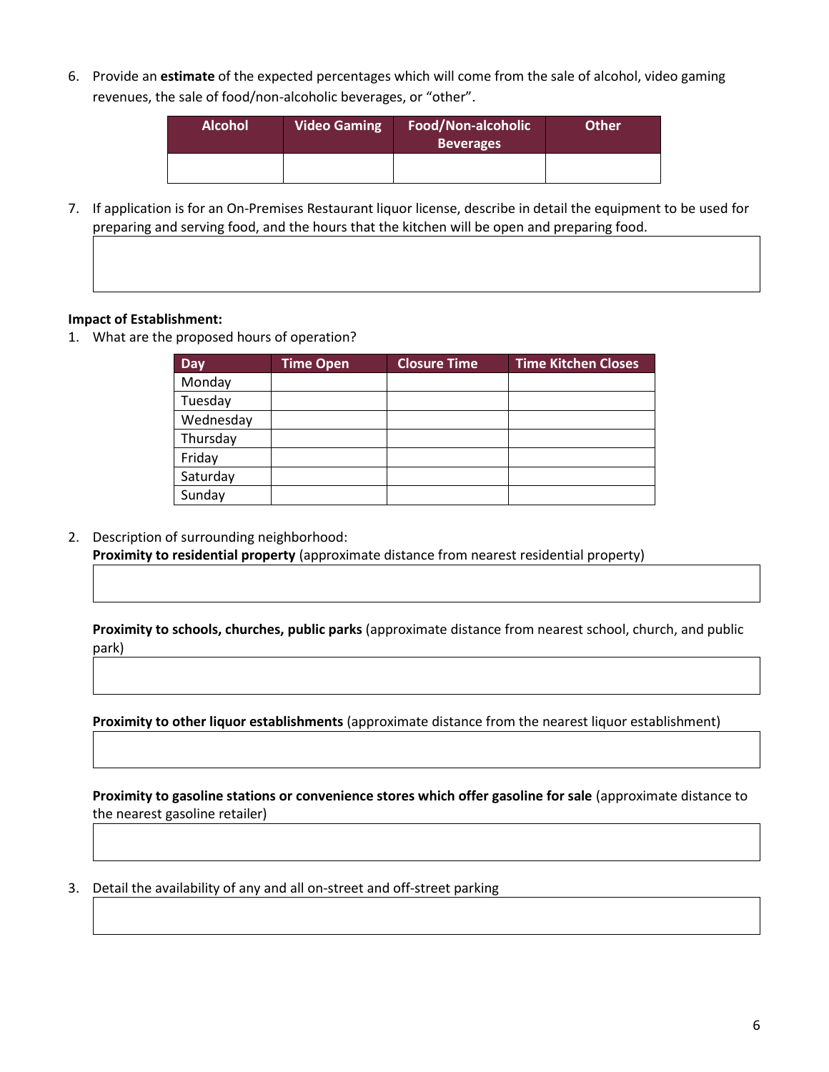6. Provide an **estimate** of the expected percentages which will come from the sale of alcohol, video gaming revenues, the sale of food/non-alcoholic beverages, or "other".

| Alcohol | Video Gaming | Food/Non-alcoholic Beverages | Other |
|---|---|---|---|
| | | | |

7. If application is for an On-Premises Restaurant liquor license, describe in detail the equipment to be used for preparing and serving food, and the hours that the kitchen will be open and preparing food.

**Impact of Establishment:**

1. What are the proposed hours of operation?

| Day | Time Open | Closure Time | Time Kitchen Closes |
|---|---|---|---|
| Monday | | | |
| Tuesday | | | |
| Wednesday | | | |
| Thursday | | | |
| Friday | | | |
| Saturday | | | |
| Sunday | | | |

2. Description of surrounding neighborhood:

   **Proximity to residential property** (approximate distance from nearest residential property)

   **Proximity to schools, churches, public parks** (approximate distance from nearest school, church, and public park)

   **Proximity to other liquor establishments** (approximate distance from the nearest liquor establishment)

   **Proximity to gasoline stations or convenience stores which offer gasoline for sale** (approximate distance to the nearest gasoline retailer)

3. Detail the availability of any and all on-street and off-street parking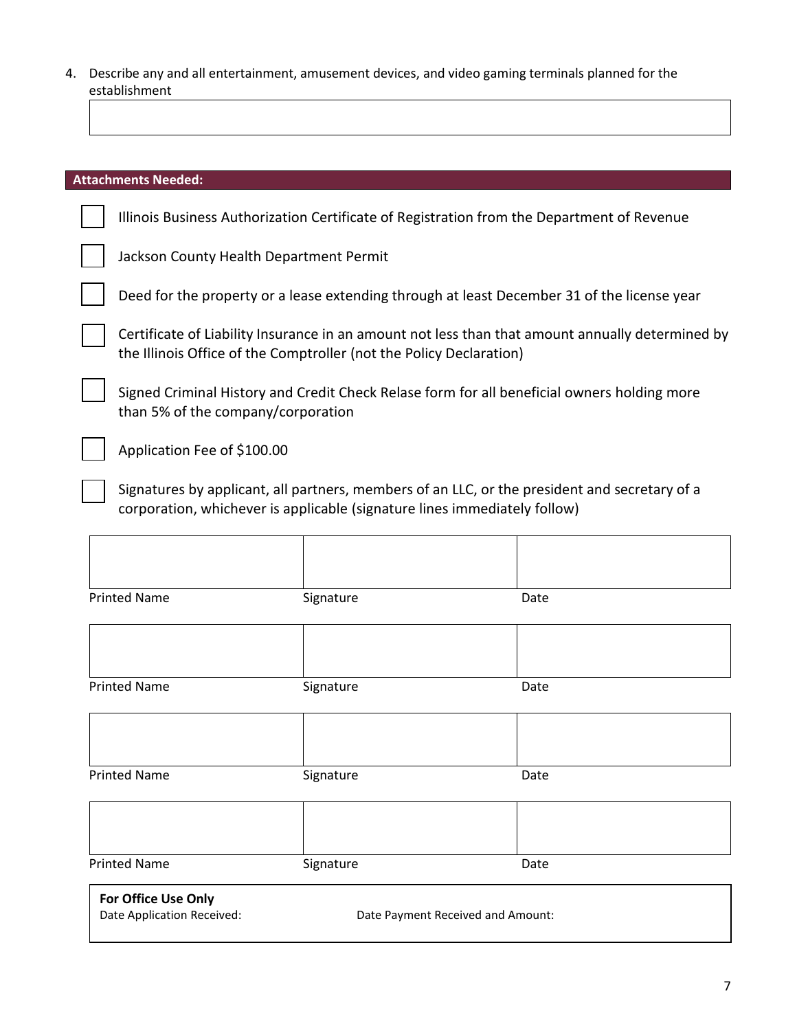4. Describe any and all entertainment, amusement devices, and video gaming terminals planned for the establishment

## Attachments Needed:

- ☐ Illinois Business Authorization Certificate of Registration from the Department of Revenue
- ☐ Jackson County Health Department Permit
- ☐ Deed for the property or a lease extending through at least December 31 of the license year
- ☐ Certificate of Liability Insurance in an amount not less than that amount annually determined by the Illinois Office of the Comptroller (not the Policy Declaration)
- ☐ Signed Criminal History and Credit Check Relase form for all beneficial owners holding more than 5% of the company/corporation
- ☐ Application Fee of $100.00
- ☐ Signatures by applicant, all partners, members of an LLC, or the president and secretary of a corporation, whichever is applicable (signature lines immediately follow)

| Printed Name | Signature | Date |
|---|---|---|
| | | |
| | | |
| | | |
| | | |

**For Office Use Only**

Date Application Received: Date Payment Received and Amount: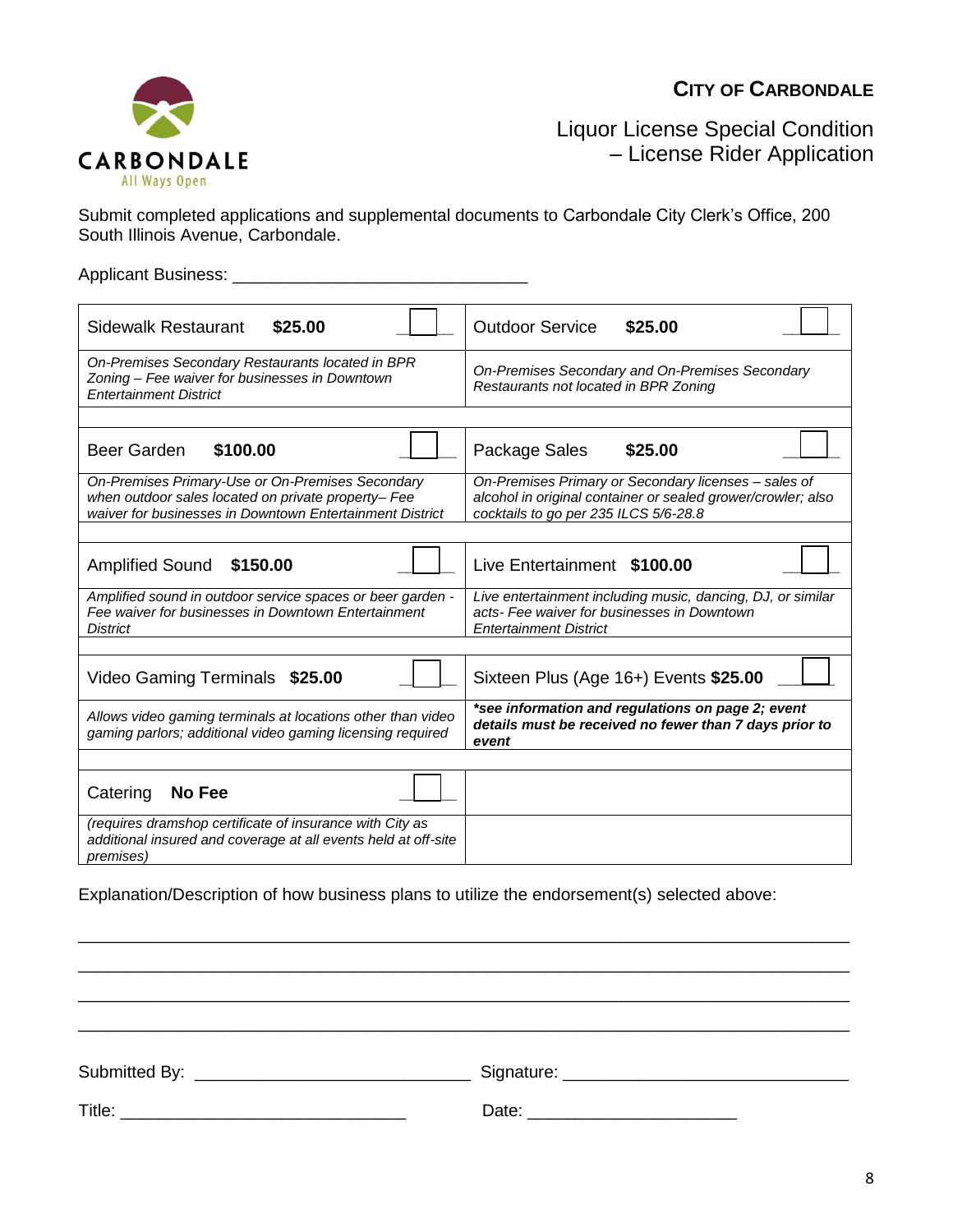**CITY OF CARBONDALE**

# Liquor License Special Condition – License Rider Application

Submit completed applications and supplemental documents to Carbondale City Clerk's Office, 200 South Illinois Avenue, Carbondale.

Applicant Business: ______________________________

| | |
|---|---|
| Sidewalk Restaurant **$25.00** ☐ | Outdoor Service **$25.00** ☐ |
| *On-Premises Secondary Restaurants located in BPR Zoning – Fee waiver for businesses in Downtown Entertainment District* | *On-Premises Secondary and On-Premises Secondary Restaurants not located in BPR Zoning* |
| Beer Garden **$100.00** ☐ | Package Sales **$25.00** ☐ |
| *On-Premises Primary-Use or On-Premises Secondary when outdoor sales located on private property– Fee waiver for businesses in Downtown Entertainment District* | *On-Premises Primary or Secondary licenses – sales of alcohol in original container or sealed grower/crowler; also cocktails to go per 235 ILCS 5/6-28.8* |
| Amplified Sound **$150.00** ☐ | Live Entertainment **$100.00** ☐ |
| *Amplified sound in outdoor service spaces or beer garden - Fee waiver for businesses in Downtown Entertainment District* | *Live entertainment including music, dancing, DJ, or similar acts- Fee waiver for businesses in Downtown Entertainment District* |
| Video Gaming Terminals **$25.00** ☐ | Sixteen Plus (Age 16+) Events **$25.00** ☐ |
| *Allows video gaming terminals at locations other than video gaming parlors; additional video gaming licensing required* | ***\*see information and regulations on page 2; event details must be received no fewer than 7 days prior to event*** |
| Catering **No Fee** ☐ | |
| *(requires dramshop certificate of insurance with City as additional insured and coverage at all events held at off-site premises)* | |

Explanation/Description of how business plans to utilize the endorsement(s) selected above:

________________________________________________________________________

________________________________________________________________________

________________________________________________________________________

________________________________________________________________________

Submitted By: ____________________________ Signature: ____________________________

Title: ____________________________ Date: ____________________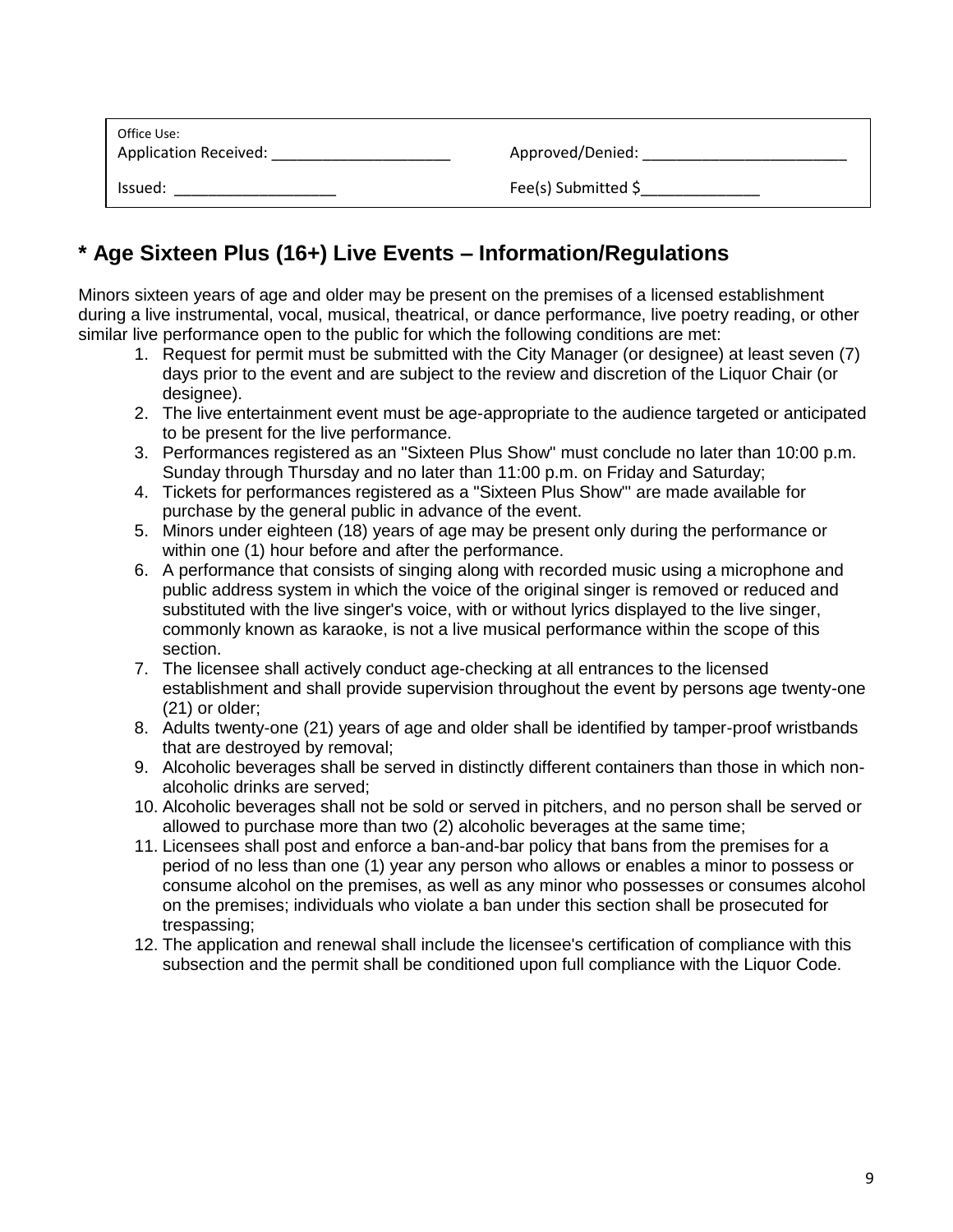Office Use:

Application Received: ______________________ Approved/Denied: _________________________

Issued: ____________________ Fee(s) Submitted $_______________

## * Age Sixteen Plus (16+) Live Events – Information/Regulations

Minors sixteen years of age and older may be present on the premises of a licensed establishment during a live instrumental, vocal, musical, theatrical, or dance performance, live poetry reading, or other similar live performance open to the public for which the following conditions are met:

1. Request for permit must be submitted with the City Manager (or designee) at least seven (7) days prior to the event and are subject to the review and discretion of the Liquor Chair (or designee).
2. The live entertainment event must be age-appropriate to the audience targeted or anticipated to be present for the live performance.
3. Performances registered as an "Sixteen Plus Show" must conclude no later than 10:00 p.m. Sunday through Thursday and no later than 11:00 p.m. on Friday and Saturday;
4. Tickets for performances registered as a "Sixteen Plus Show"' are made available for purchase by the general public in advance of the event.
5. Minors under eighteen (18) years of age may be present only during the performance or within one (1) hour before and after the performance.
6. A performance that consists of singing along with recorded music using a microphone and public address system in which the voice of the original singer is removed or reduced and substituted with the live singer's voice, with or without lyrics displayed to the live singer, commonly known as karaoke, is not a live musical performance within the scope of this section.
7. The licensee shall actively conduct age-checking at all entrances to the licensed establishment and shall provide supervision throughout the event by persons age twenty-one (21) or older;
8. Adults twenty-one (21) years of age and older shall be identified by tamper-proof wristbands that are destroyed by removal;
9. Alcoholic beverages shall be served in distinctly different containers than those in which non-alcoholic drinks are served;
10. Alcoholic beverages shall not be sold or served in pitchers, and no person shall be served or allowed to purchase more than two (2) alcoholic beverages at the same time;
11. Licensees shall post and enforce a ban-and-bar policy that bans from the premises for a period of no less than one (1) year any person who allows or enables a minor to possess or consume alcohol on the premises, as well as any minor who possesses or consumes alcohol on the premises; individuals who violate a ban under this section shall be prosecuted for trespassing;
12. The application and renewal shall include the licensee's certification of compliance with this subsection and the permit shall be conditioned upon full compliance with the Liquor Code.